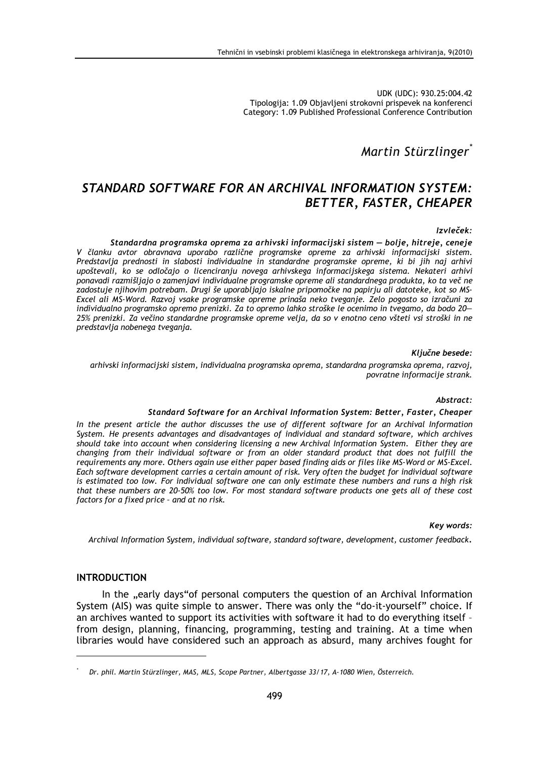UDK (UDC): 930.25:004.42
Tipologija: 1.09 Objavljeni strokovni prispevek na konferenci
Category: 1.09 Published Professional Conference Contribution

*Martin Stürzlinger*[*]

# STANDARD SOFTWARE FOR AN ARCHIVAL INFORMATION SYSTEM: BETTER, FASTER, CHEAPER

***Izvleček:***

***Standardna programska oprema za arhivski informacijski sistem — bolje, hitreje, ceneje***

*V članku avtor obravnava uporabo različne programske opreme za arhivski informacijski sistem. Predstavlja prednosti in slabosti individualne in standardne programske opreme, ki bi jih naj arhivi upoštevali, ko se odločajo o licenciranju novega arhivskega informacijskega sistema. Nekateri arhivi ponavadi razmišljajo o zamenjavi individualne programske opreme ali standardnega produkta, ko ta več ne zadostuje njihovim potrebam. Drugi še uporabljajo iskalne pripomočke na papirju ali datoteke, kot so MS-Excel ali MS-Word. Razvoj vsake programske opreme prinaša neko tveganje. Zelo pogosto so izračuni za individualno programsko opremo prenizki. Za to opremo lahko stroške le ocenimo in tvegamo, da bodo 20—25% prenizki. Za večino standardne programske opreme velja, da so v enotno ceno všteti vsi stroški in ne predstavlja nobenega tveganja.*

***Ključne besede:***

*arhivski informacijski sistem, individualna programska oprema, standardna programska oprema, razvoj, povratne informacije strank.*

***Abstract:***

***Standard Software for an Archival Information System: Better, Faster, Cheaper***

*In the present article the author discusses the use of different software for an Archival Information System. He presents advantages and disadvantages of individual and standard software, which archives should take into account when considering licensing a new Archival Information System. Either they are changing from their individual software or from an older standard product that does not fulfill the requirements any more. Others again use either paper based finding aids or files like MS-Word or MS-Excel. Each software development carries a certain amount of risk. Very often the budget for individual software is estimated too low. For individual software one can only estimate these numbers and runs a high risk that these numbers are 20-50% too low. For most standard software products one gets all of these cost factors for a fixed price – and at no risk.*

***Key words:***

*Archival Information System, individual software, standard software, development, customer feedback.*

## INTRODUCTION

In the „early days"of personal computers the question of an Archival Information System (AIS) was quite simple to answer. There was only the "do-it-yourself" choice. If an archives wanted to support its activities with software it had to do everything itself – from design, planning, financing, programming, testing and training. At a time when libraries would have considered such an approach as absurd, many archives fought for

---

[*] *Dr. phil. Martin Stürzlinger, MAS, MLS, Scope Partner, Albertgasse 33/17, A-1080 Wien, Österreich.*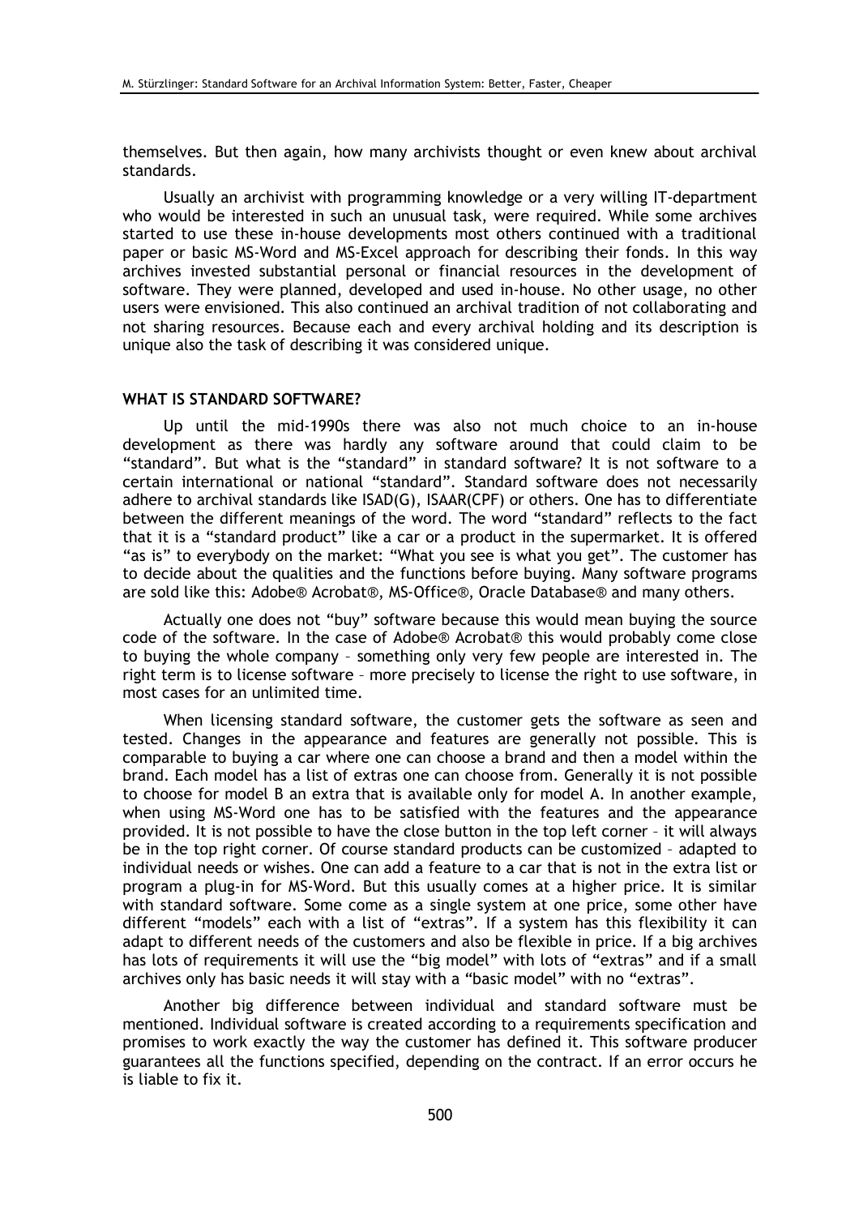themselves. But then again, how many archivists thought or even knew about archival standards.

Usually an archivist with programming knowledge or a very willing IT-department who would be interested in such an unusual task, were required. While some archives started to use these in-house developments most others continued with a traditional paper or basic MS-Word and MS-Excel approach for describing their fonds. In this way archives invested substantial personal or financial resources in the development of software. They were planned, developed and used in-house. No other usage, no other users were envisioned. This also continued an archival tradition of not collaborating and not sharing resources. Because each and every archival holding and its description is unique also the task of describing it was considered unique.

## WHAT IS STANDARD SOFTWARE?

Up until the mid-1990s there was also not much choice to an in-house development as there was hardly any software around that could claim to be "standard". But what is the "standard" in standard software? It is not software to a certain international or national "standard". Standard software does not necessarily adhere to archival standards like ISAD(G), ISAAR(CPF) or others. One has to differentiate between the different meanings of the word. The word "standard" reflects to the fact that it is a "standard product" like a car or a product in the supermarket. It is offered "as is" to everybody on the market: "What you see is what you get". The customer has to decide about the qualities and the functions before buying. Many software programs are sold like this: Adobe® Acrobat®, MS-Office®, Oracle Database® and many others.

Actually one does not "buy" software because this would mean buying the source code of the software. In the case of Adobe® Acrobat® this would probably come close to buying the whole company – something only very few people are interested in. The right term is to license software – more precisely to license the right to use software, in most cases for an unlimited time.

When licensing standard software, the customer gets the software as seen and tested. Changes in the appearance and features are generally not possible. This is comparable to buying a car where one can choose a brand and then a model within the brand. Each model has a list of extras one can choose from. Generally it is not possible to choose for model B an extra that is available only for model A. In another example, when using MS-Word one has to be satisfied with the features and the appearance provided. It is not possible to have the close button in the top left corner – it will always be in the top right corner. Of course standard products can be customized – adapted to individual needs or wishes. One can add a feature to a car that is not in the extra list or program a plug-in for MS-Word. But this usually comes at a higher price. It is similar with standard software. Some come as a single system at one price, some other have different "models" each with a list of "extras". If a system has this flexibility it can adapt to different needs of the customers and also be flexible in price. If a big archives has lots of requirements it will use the "big model" with lots of "extras" and if a small archives only has basic needs it will stay with a "basic model" with no "extras".

Another big difference between individual and standard software must be mentioned. Individual software is created according to a requirements specification and promises to work exactly the way the customer has defined it. This software producer guarantees all the functions specified, depending on the contract. If an error occurs he is liable to fix it.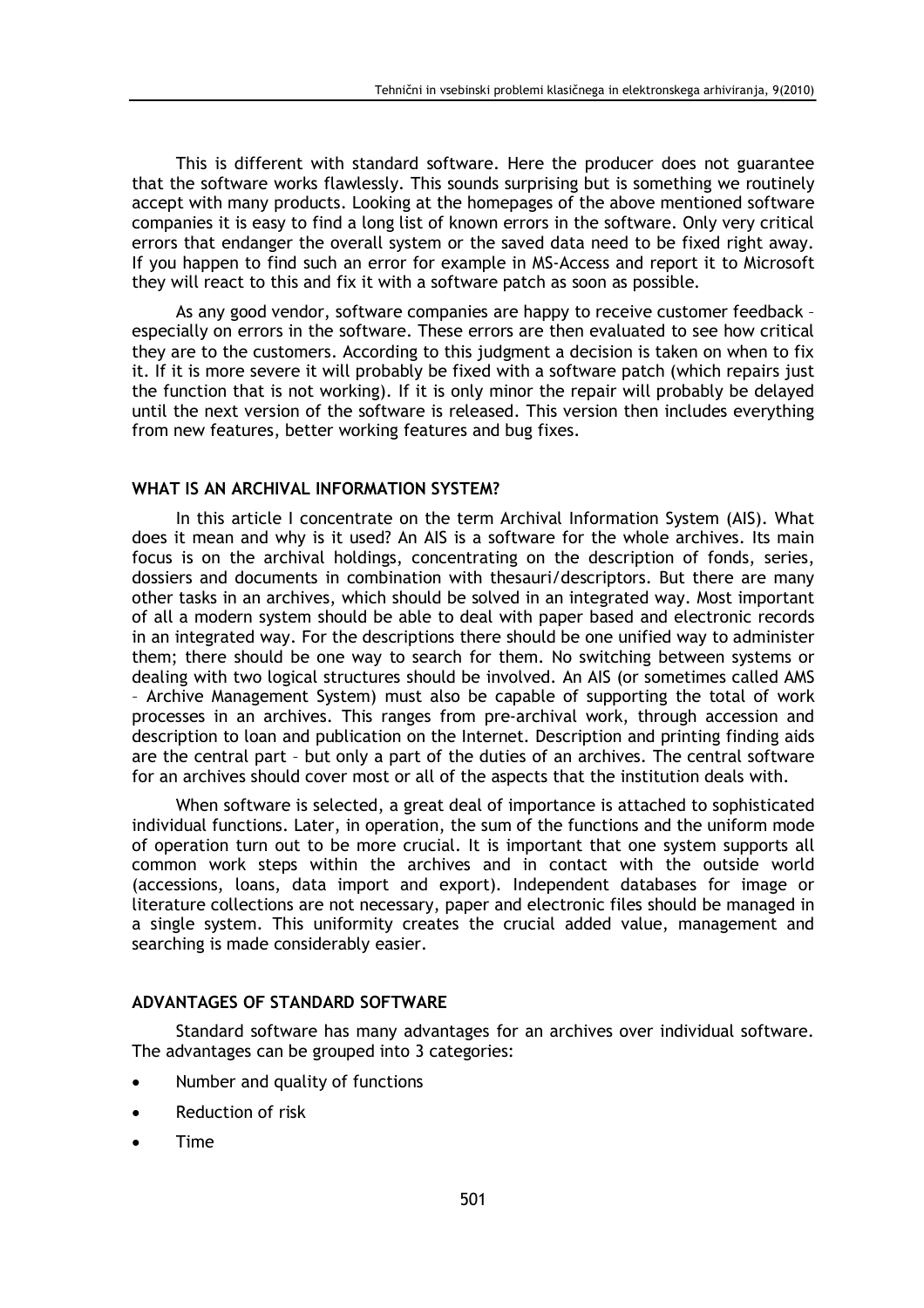This is different with standard software. Here the producer does not guarantee that the software works flawlessly. This sounds surprising but is something we routinely accept with many products. Looking at the homepages of the above mentioned software companies it is easy to find a long list of known errors in the software. Only very critical errors that endanger the overall system or the saved data need to be fixed right away. If you happen to find such an error for example in MS-Access and report it to Microsoft they will react to this and fix it with a software patch as soon as possible.

As any good vendor, software companies are happy to receive customer feedback – especially on errors in the software. These errors are then evaluated to see how critical they are to the customers. According to this judgment a decision is taken on when to fix it. If it is more severe it will probably be fixed with a software patch (which repairs just the function that is not working). If it is only minor the repair will probably be delayed until the next version of the software is released. This version then includes everything from new features, better working features and bug fixes.

## WHAT IS AN ARCHIVAL INFORMATION SYSTEM?

In this article I concentrate on the term Archival Information System (AIS). What does it mean and why is it used? An AIS is a software for the whole archives. Its main focus is on the archival holdings, concentrating on the description of fonds, series, dossiers and documents in combination with thesauri/descriptors. But there are many other tasks in an archives, which should be solved in an integrated way. Most important of all a modern system should be able to deal with paper based and electronic records in an integrated way. For the descriptions there should be one unified way to administer them; there should be one way to search for them. No switching between systems or dealing with two logical structures should be involved. An AIS (or sometimes called AMS – Archive Management System) must also be capable of supporting the total of work processes in an archives. This ranges from pre-archival work, through accession and description to loan and publication on the Internet. Description and printing finding aids are the central part – but only a part of the duties of an archives. The central software for an archives should cover most or all of the aspects that the institution deals with.

When software is selected, a great deal of importance is attached to sophisticated individual functions. Later, in operation, the sum of the functions and the uniform mode of operation turn out to be more crucial. It is important that one system supports all common work steps within the archives and in contact with the outside world (accessions, loans, data import and export). Independent databases for image or literature collections are not necessary, paper and electronic files should be managed in a single system. This uniformity creates the crucial added value, management and searching is made considerably easier.

## ADVANTAGES OF STANDARD SOFTWARE

Standard software has many advantages for an archives over individual software. The advantages can be grouped into 3 categories:

- Number and quality of functions
- Reduction of risk
- Time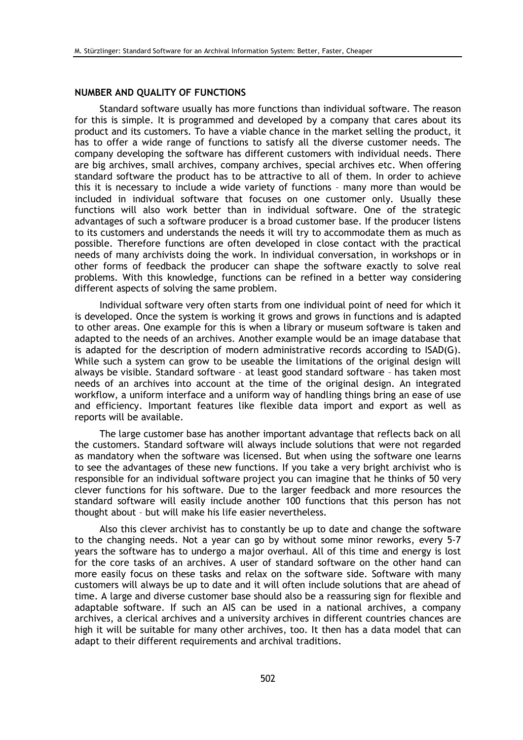## NUMBER AND QUALITY OF FUNCTIONS

Standard software usually has more functions than individual software. The reason for this is simple. It is programmed and developed by a company that cares about its product and its customers. To have a viable chance in the market selling the product, it has to offer a wide range of functions to satisfy all the diverse customer needs. The company developing the software has different customers with individual needs. There are big archives, small archives, company archives, special archives etc. When offering standard software the product has to be attractive to all of them. In order to achieve this it is necessary to include a wide variety of functions – many more than would be included in individual software that focuses on one customer only. Usually these functions will also work better than in individual software. One of the strategic advantages of such a software producer is a broad customer base. If the producer listens to its customers and understands the needs it will try to accommodate them as much as possible. Therefore functions are often developed in close contact with the practical needs of many archivists doing the work. In individual conversation, in workshops or in other forms of feedback the producer can shape the software exactly to solve real problems. With this knowledge, functions can be refined in a better way considering different aspects of solving the same problem.

Individual software very often starts from one individual point of need for which it is developed. Once the system is working it grows and grows in functions and is adapted to other areas. One example for this is when a library or museum software is taken and adapted to the needs of an archives. Another example would be an image database that is adapted for the description of modern administrative records according to ISAD(G). While such a system can grow to be useable the limitations of the original design will always be visible. Standard software – at least good standard software – has taken most needs of an archives into account at the time of the original design. An integrated workflow, a uniform interface and a uniform way of handling things bring an ease of use and efficiency. Important features like flexible data import and export as well as reports will be available.

The large customer base has another important advantage that reflects back on all the customers. Standard software will always include solutions that were not regarded as mandatory when the software was licensed. But when using the software one learns to see the advantages of these new functions. If you take a very bright archivist who is responsible for an individual software project you can imagine that he thinks of 50 very clever functions for his software. Due to the larger feedback and more resources the standard software will easily include another 100 functions that this person has not thought about – but will make his life easier nevertheless.

Also this clever archivist has to constantly be up to date and change the software to the changing needs. Not a year can go by without some minor reworks, every 5-7 years the software has to undergo a major overhaul. All of this time and energy is lost for the core tasks of an archives. A user of standard software on the other hand can more easily focus on these tasks and relax on the software side. Software with many customers will always be up to date and it will often include solutions that are ahead of time. A large and diverse customer base should also be a reassuring sign for flexible and adaptable software. If such an AIS can be used in a national archives, a company archives, a clerical archives and a university archives in different countries chances are high it will be suitable for many other archives, too. It then has a data model that can adapt to their different requirements and archival traditions.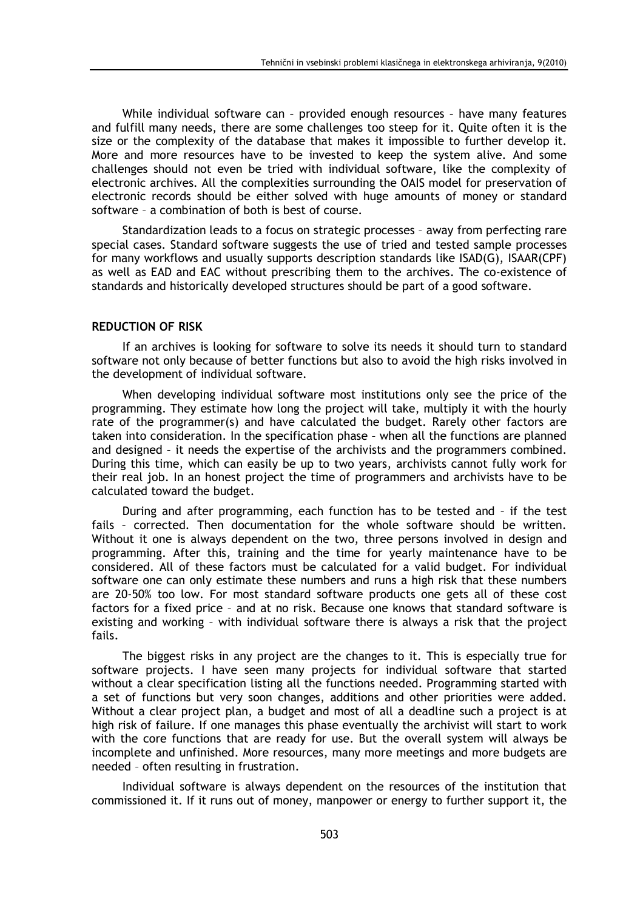While individual software can – provided enough resources – have many features and fulfill many needs, there are some challenges too steep for it. Quite often it is the size or the complexity of the database that makes it impossible to further develop it. More and more resources have to be invested to keep the system alive. And some challenges should not even be tried with individual software, like the complexity of electronic archives. All the complexities surrounding the OAIS model for preservation of electronic records should be either solved with huge amounts of money or standard software – a combination of both is best of course.

Standardization leads to a focus on strategic processes – away from perfecting rare special cases. Standard software suggests the use of tried and tested sample processes for many workflows and usually supports description standards like ISAD(G), ISAAR(CPF) as well as EAD and EAC without prescribing them to the archives. The co-existence of standards and historically developed structures should be part of a good software.

## REDUCTION OF RISK

If an archives is looking for software to solve its needs it should turn to standard software not only because of better functions but also to avoid the high risks involved in the development of individual software.

When developing individual software most institutions only see the price of the programming. They estimate how long the project will take, multiply it with the hourly rate of the programmer(s) and have calculated the budget. Rarely other factors are taken into consideration. In the specification phase – when all the functions are planned and designed – it needs the expertise of the archivists and the programmers combined. During this time, which can easily be up to two years, archivists cannot fully work for their real job. In an honest project the time of programmers and archivists have to be calculated toward the budget.

During and after programming, each function has to be tested and – if the test fails – corrected. Then documentation for the whole software should be written. Without it one is always dependent on the two, three persons involved in design and programming. After this, training and the time for yearly maintenance have to be considered. All of these factors must be calculated for a valid budget. For individual software one can only estimate these numbers and runs a high risk that these numbers are 20-50% too low. For most standard software products one gets all of these cost factors for a fixed price – and at no risk. Because one knows that standard software is existing and working – with individual software there is always a risk that the project fails.

The biggest risks in any project are the changes to it. This is especially true for software projects. I have seen many projects for individual software that started without a clear specification listing all the functions needed. Programming started with a set of functions but very soon changes, additions and other priorities were added. Without a clear project plan, a budget and most of all a deadline such a project is at high risk of failure. If one manages this phase eventually the archivist will start to work with the core functions that are ready for use. But the overall system will always be incomplete and unfinished. More resources, many more meetings and more budgets are needed – often resulting in frustration.

Individual software is always dependent on the resources of the institution that commissioned it. If it runs out of money, manpower or energy to further support it, the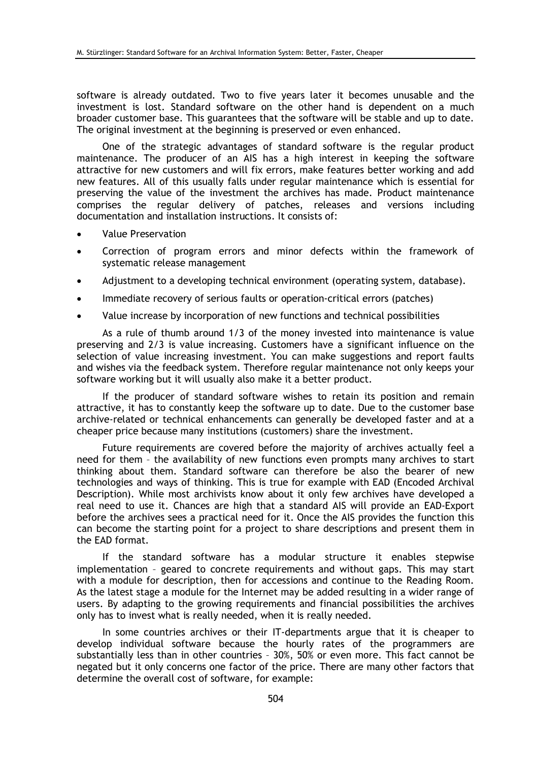software is already outdated. Two to five years later it becomes unusable and the investment is lost. Standard software on the other hand is dependent on a much broader customer base. This guarantees that the software will be stable and up to date. The original investment at the beginning is preserved or even enhanced.

One of the strategic advantages of standard software is the regular product maintenance. The producer of an AIS has a high interest in keeping the software attractive for new customers and will fix errors, make features better working and add new features. All of this usually falls under regular maintenance which is essential for preserving the value of the investment the archives has made. Product maintenance comprises the regular delivery of patches, releases and versions including documentation and installation instructions. It consists of:

- Value Preservation
- Correction of program errors and minor defects within the framework of systematic release management
- Adjustment to a developing technical environment (operating system, database).
- Immediate recovery of serious faults or operation-critical errors (patches)
- Value increase by incorporation of new functions and technical possibilities

As a rule of thumb around 1/3 of the money invested into maintenance is value preserving and 2/3 is value increasing. Customers have a significant influence on the selection of value increasing investment. You can make suggestions and report faults and wishes via the feedback system. Therefore regular maintenance not only keeps your software working but it will usually also make it a better product.

If the producer of standard software wishes to retain its position and remain attractive, it has to constantly keep the software up to date. Due to the customer base archive-related or technical enhancements can generally be developed faster and at a cheaper price because many institutions (customers) share the investment.

Future requirements are covered before the majority of archives actually feel a need for them – the availability of new functions even prompts many archives to start thinking about them. Standard software can therefore be also the bearer of new technologies and ways of thinking. This is true for example with EAD (Encoded Archival Description). While most archivists know about it only few archives have developed a real need to use it. Chances are high that a standard AIS will provide an EAD-Export before the archives sees a practical need for it. Once the AIS provides the function this can become the starting point for a project to share descriptions and present them in the EAD format.

If the standard software has a modular structure it enables stepwise implementation – geared to concrete requirements and without gaps. This may start with a module for description, then for accessions and continue to the Reading Room. As the latest stage a module for the Internet may be added resulting in a wider range of users. By adapting to the growing requirements and financial possibilities the archives only has to invest what is really needed, when it is really needed.

In some countries archives or their IT-departments argue that it is cheaper to develop individual software because the hourly rates of the programmers are substantially less than in other countries – 30%, 50% or even more. This fact cannot be negated but it only concerns one factor of the price. There are many other factors that determine the overall cost of software, for example: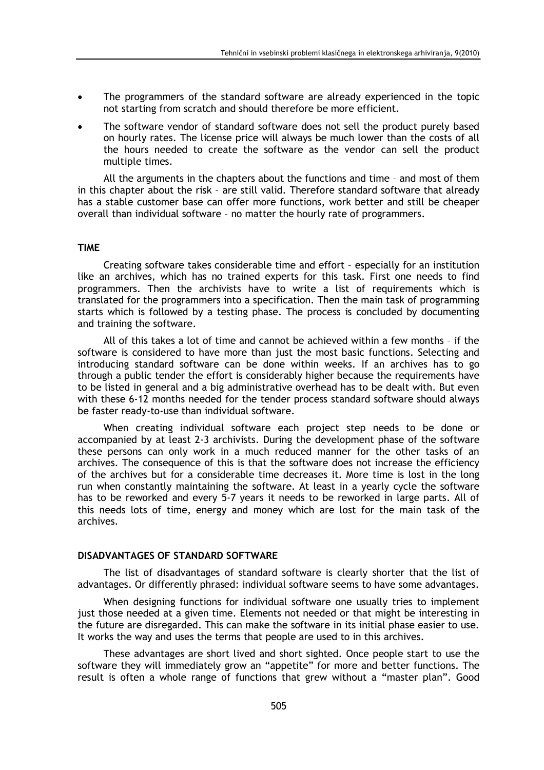- The programmers of the standard software are already experienced in the topic not starting from scratch and should therefore be more efficient.
- The software vendor of standard software does not sell the product purely based on hourly rates. The license price will always be much lower than the costs of all the hours needed to create the software as the vendor can sell the product multiple times.

All the arguments in the chapters about the functions and time – and most of them in this chapter about the risk – are still valid. Therefore standard software that already has a stable customer base can offer more functions, work better and still be cheaper overall than individual software – no matter the hourly rate of programmers.

## TIME

Creating software takes considerable time and effort – especially for an institution like an archives, which has no trained experts for this task. First one needs to find programmers. Then the archivists have to write a list of requirements which is translated for the programmers into a specification. Then the main task of programming starts which is followed by a testing phase. The process is concluded by documenting and training the software.

All of this takes a lot of time and cannot be achieved within a few months – if the software is considered to have more than just the most basic functions. Selecting and introducing standard software can be done within weeks. If an archives has to go through a public tender the effort is considerably higher because the requirements have to be listed in general and a big administrative overhead has to be dealt with. But even with these 6-12 months needed for the tender process standard software should always be faster ready-to-use than individual software.

When creating individual software each project step needs to be done or accompanied by at least 2-3 archivists. During the development phase of the software these persons can only work in a much reduced manner for the other tasks of an archives. The consequence of this is that the software does not increase the efficiency of the archives but for a considerable time decreases it. More time is lost in the long run when constantly maintaining the software. At least in a yearly cycle the software has to be reworked and every 5-7 years it needs to be reworked in large parts. All of this needs lots of time, energy and money which are lost for the main task of the archives.

## DISADVANTAGES OF STANDARD SOFTWARE

The list of disadvantages of standard software is clearly shorter that the list of advantages. Or differently phrased: individual software seems to have some advantages.

When designing functions for individual software one usually tries to implement just those needed at a given time. Elements not needed or that might be interesting in the future are disregarded. This can make the software in its initial phase easier to use. It works the way and uses the terms that people are used to in this archives.

These advantages are short lived and short sighted. Once people start to use the software they will immediately grow an "appetite" for more and better functions. The result is often a whole range of functions that grew without a "master plan". Good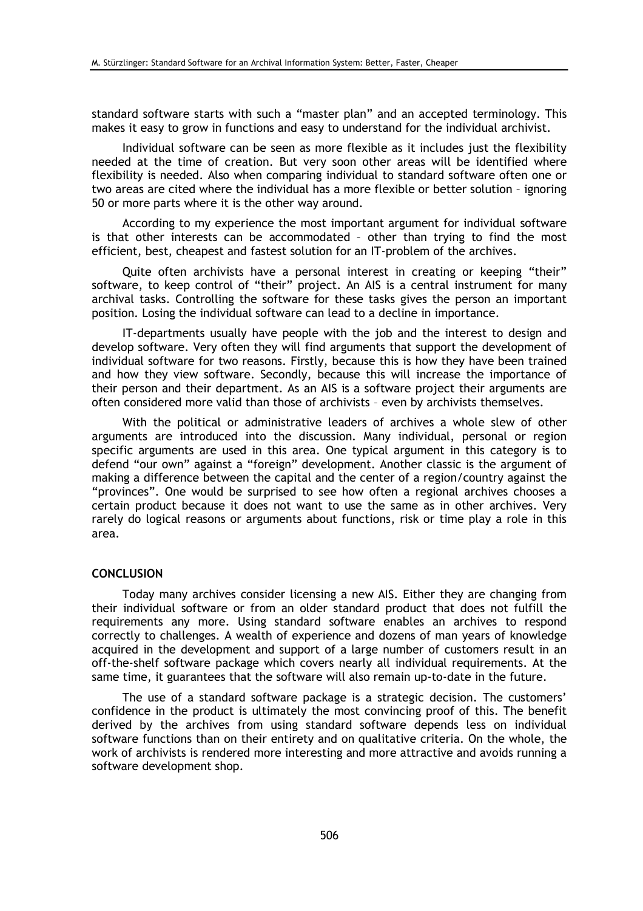standard software starts with such a "master plan" and an accepted terminology. This makes it easy to grow in functions and easy to understand for the individual archivist.

Individual software can be seen as more flexible as it includes just the flexibility needed at the time of creation. But very soon other areas will be identified where flexibility is needed. Also when comparing individual to standard software often one or two areas are cited where the individual has a more flexible or better solution – ignoring 50 or more parts where it is the other way around.

According to my experience the most important argument for individual software is that other interests can be accommodated – other than trying to find the most efficient, best, cheapest and fastest solution for an IT-problem of the archives.

Quite often archivists have a personal interest in creating or keeping "their" software, to keep control of "their" project. An AIS is a central instrument for many archival tasks. Controlling the software for these tasks gives the person an important position. Losing the individual software can lead to a decline in importance.

IT-departments usually have people with the job and the interest to design and develop software. Very often they will find arguments that support the development of individual software for two reasons. Firstly, because this is how they have been trained and how they view software. Secondly, because this will increase the importance of their person and their department. As an AIS is a software project their arguments are often considered more valid than those of archivists – even by archivists themselves.

With the political or administrative leaders of archives a whole slew of other arguments are introduced into the discussion. Many individual, personal or region specific arguments are used in this area. One typical argument in this category is to defend "our own" against a "foreign" development. Another classic is the argument of making a difference between the capital and the center of a region/country against the "provinces". One would be surprised to see how often a regional archives chooses a certain product because it does not want to use the same as in other archives. Very rarely do logical reasons or arguments about functions, risk or time play a role in this area.

## CONCLUSION

Today many archives consider licensing a new AIS. Either they are changing from their individual software or from an older standard product that does not fulfill the requirements any more. Using standard software enables an archives to respond correctly to challenges. A wealth of experience and dozens of man years of knowledge acquired in the development and support of a large number of customers result in an off-the-shelf software package which covers nearly all individual requirements. At the same time, it guarantees that the software will also remain up-to-date in the future.

The use of a standard software package is a strategic decision. The customers' confidence in the product is ultimately the most convincing proof of this. The benefit derived by the archives from using standard software depends less on individual software functions than on their entirety and on qualitative criteria. On the whole, the work of archivists is rendered more interesting and more attractive and avoids running a software development shop.